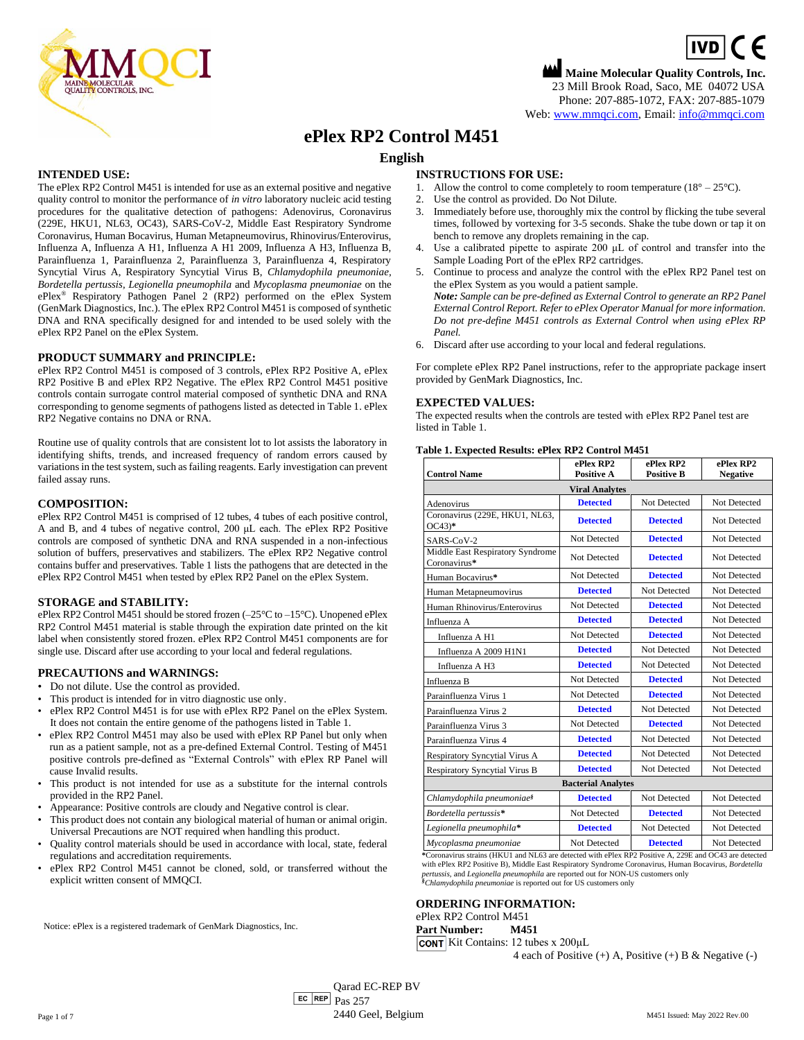MMQCI
MAINE MOLECULAR QUALITY CONTROLS, INC.

IVD CE

**Maine Molecular Quality Controls, Inc.**
23 Mill Brook Road, Saco, ME 04072 USA
Phone: 207-885-1072, FAX: 207-885-1079
Web: www.mmqci.com, Email: info@mmqci.com

# ePlex RP2 Control M451

## English

### INTENDED USE:

The ePlex RP2 Control M451 is intended for use as an external positive and negative quality control to monitor the performance of *in vitro* laboratory nucleic acid testing procedures for the qualitative detection of pathogens: Adenovirus, Coronavirus (229E, HKU1, NL63, OC43), SARS-CoV-2, Middle East Respiratory Syndrome Coronavirus, Human Bocavirus, Human Metapneumovirus, Rhinovirus/Enterovirus, Influenza A, Influenza A H1, Influenza A H1 2009, Influenza A H3, Influenza B, Parainfluenza 1, Parainfluenza 2, Parainfluenza 3, Parainfluenza 4, Respiratory Syncytial Virus A, Respiratory Syncytial Virus B, *Chlamydophila pneumoniae*, *Bordetella pertussis*, *Legionella pneumophila* and *Mycoplasma pneumoniae* on the ePlex® Respiratory Pathogen Panel 2 (RP2) performed on the ePlex System (GenMark Diagnostics, Inc.). The ePlex RP2 Control M451 is composed of synthetic DNA and RNA specifically designed for and intended to be used solely with the ePlex RP2 Panel on the ePlex System.

### PRODUCT SUMMARY and PRINCIPLE:

ePlex RP2 Control M451 is composed of 3 controls, ePlex RP2 Positive A, ePlex RP2 Positive B and ePlex RP2 Negative. The ePlex RP2 Control M451 positive controls contain surrogate control material composed of synthetic DNA and RNA corresponding to genome segments of pathogens listed as detected in Table 1. ePlex RP2 Negative contains no DNA or RNA.

Routine use of quality controls that are consistent lot to lot assists the laboratory in identifying shifts, trends, and increased frequency of random errors caused by variations in the test system, such as failing reagents. Early investigation can prevent failed assay runs.

### COMPOSITION:

ePlex RP2 Control M451 is comprised of 12 tubes, 4 tubes of each positive control, A and B, and 4 tubes of negative control, 200 µL each. The ePlex RP2 Positive controls are composed of synthetic DNA and RNA suspended in a non-infectious solution of buffers, preservatives and stabilizers. The ePlex RP2 Negative control contains buffer and preservatives. Table 1 lists the pathogens that are detected in the ePlex RP2 Control M451 when tested by ePlex RP2 Panel on the ePlex System.

### STORAGE and STABILITY:

ePlex RP2 Control M451 should be stored frozen (–25°C to –15°C). Unopened ePlex RP2 Control M451 material is stable through the expiration date printed on the kit label when consistently stored frozen. ePlex RP2 Control M451 components are for single use. Discard after use according to your local and federal regulations.

### PRECAUTIONS and WARNINGS:

- Do not dilute. Use the control as provided.
- This product is intended for in vitro diagnostic use only.
- ePlex RP2 Control M451 is for use with ePlex RP2 Panel on the ePlex System. It does not contain the entire genome of the pathogens listed in Table 1.
- ePlex RP2 Control M451 may also be used with ePlex RP Panel but only when run as a patient sample, not as a pre-defined External Control. Testing of M451 positive controls pre-defined as "External Controls" with ePlex RP Panel will cause Invalid results.
- This product is not intended for use as a substitute for the internal controls provided in the RP2 Panel.
- Appearance: Positive controls are cloudy and Negative control is clear.
- This product does not contain any biological material of human or animal origin. Universal Precautions are NOT required when handling this product.
- Quality control materials should be used in accordance with local, state, federal regulations and accreditation requirements.
- ePlex RP2 Control M451 cannot be cloned, sold, or transferred without the explicit written consent of MMQCI.

Notice: ePlex is a registered trademark of GenMark Diagnostics, Inc.

### INSTRUCTIONS FOR USE:

1. Allow the control to come completely to room temperature (18° – 25°C).
2. Use the control as provided. Do Not Dilute.
3. Immediately before use, thoroughly mix the control by flicking the tube several times, followed by vortexing for 3-5 seconds. Shake the tube down or tap it on bench to remove any droplets remaining in the cap.
4. Use a calibrated pipette to aspirate 200 µL of control and transfer into the Sample Loading Port of the ePlex RP2 cartridges.
5. Continue to process and analyze the control with the ePlex RP2 Panel test on the ePlex System as you would a patient sample.
   *Note: Sample can be pre-defined as External Control to generate an RP2 Panel External Control Report. Refer to ePlex Operator Manual for more information. Do not pre-define M451 controls as External Control when using ePlex RP Panel.*
6. Discard after use according to your local and federal regulations.

For complete ePlex RP2 Panel instructions, refer to the appropriate package insert provided by GenMark Diagnostics, Inc.

### EXPECTED VALUES:

The expected results when the controls are tested with ePlex RP2 Panel test are listed in Table 1.

**Table 1. Expected Results: ePlex RP2 Control M451**

| Control Name | ePlex RP2 Positive A | ePlex RP2 Positive B | ePlex RP2 Negative |
|---|---|---|---|
| **Viral Analytes** | | | |
| Adenovirus | **Detected** | Not Detected | Not Detected |
| Coronavirus (229E, HKU1, NL63, OC43)* | **Detected** | **Detected** | Not Detected |
| SARS-CoV-2 | Not Detected | **Detected** | Not Detected |
| Middle East Respiratory Syndrome Coronavirus* | Not Detected | **Detected** | Not Detected |
| Human Bocavirus* | Not Detected | **Detected** | Not Detected |
| Human Metapneumovirus | **Detected** | Not Detected | Not Detected |
| Human Rhinovirus/Enterovirus | Not Detected | **Detected** | Not Detected |
| Influenza A | **Detected** | **Detected** | Not Detected |
| Influenza A H1 | Not Detected | **Detected** | Not Detected |
| Influenza A 2009 H1N1 | **Detected** | Not Detected | Not Detected |
| Influenza A H3 | **Detected** | Not Detected | Not Detected |
| Influenza B | Not Detected | **Detected** | Not Detected |
| Parainfluenza Virus 1 | Not Detected | **Detected** | Not Detected |
| Parainfluenza Virus 2 | **Detected** | Not Detected | Not Detected |
| Parainfluenza Virus 3 | Not Detected | **Detected** | Not Detected |
| Parainfluenza Virus 4 | **Detected** | Not Detected | Not Detected |
| Respiratory Syncytial Virus A | **Detected** | Not Detected | Not Detected |
| Respiratory Syncytial Virus B | **Detected** | Not Detected | Not Detected |
| **Bacterial Analytes** | | | |
| *Chlamydophila pneumoniae*§ | **Detected** | Not Detected | Not Detected |
| *Bordetella pertussis** | Not Detected | **Detected** | Not Detected |
| *Legionella pneumophila** | **Detected** | Not Detected | Not Detected |
| *Mycoplasma pneumoniae* | Not Detected | **Detected** | Not Detected |

*Coronavirus strains (HKU1 and NL63 are detected with ePlex RP2 Positive A, 229E and OC43 are detected with ePlex RP2 Positive B), Middle East Respiratory Syndrome Coronavirus, Human Bocavirus, *Bordetella pertussis*, and *Legionella pneumophila* are reported out for NON-US customers only
§*Chlamydophila pneumoniae* is reported out for US customers only

### ORDERING INFORMATION:

ePlex RP2 Control M451
**Part Number: M451**
CONT Kit Contains: 12 tubes x 200µL
4 each of Positive (+) A, Positive (+) B & Negative (-)

EC REP Qarad EC-REP BV
Pas 257
2440 Geel, Belgium

M451 Issued: May 2022 Rev.00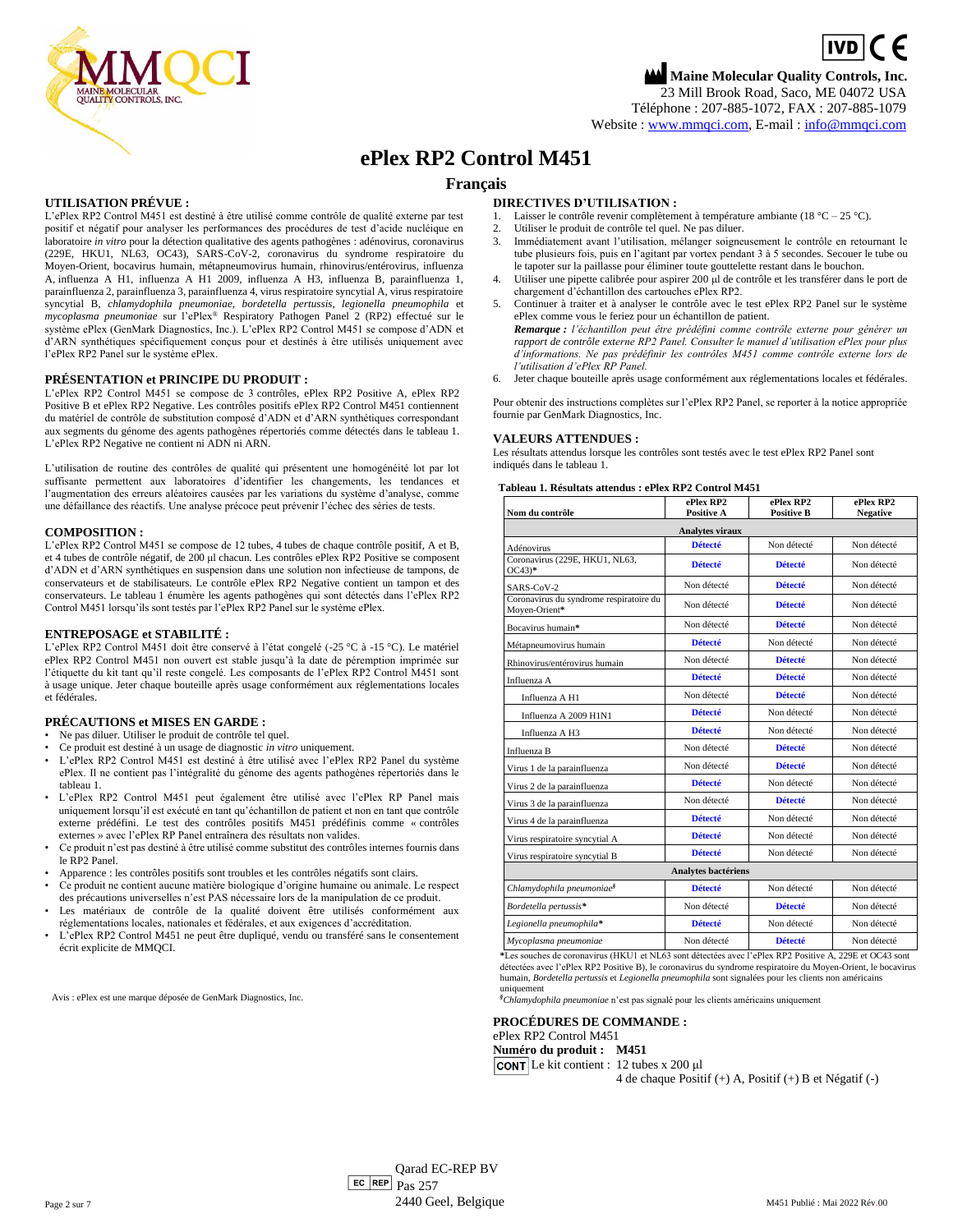Maine Molecular Quality Controls, Inc.
23 Mill Brook Road, Saco, ME 04072 USA
Téléphone : 207-885-1072, FAX : 207-885-1079
Website : www.mmqci.com, E-mail : info@mmqci.com

# ePlex RP2 Control M451

## Français

### UTILISATION PRÉVUE :

L'ePlex RP2 Control M451 est destiné à être utilisé comme contrôle de qualité externe par test positif et négatif pour analyser les performances des procédures de test d'acide nucléique en laboratoire *in vitro* pour la détection qualitative des agents pathogènes : adénovirus, coronavirus (229E, HKU1, NL63, OC43), SARS-CoV-2, coronavirus du syndrome respiratoire du Moyen-Orient, bocavirus humain, métapneumovirus humain, rhinovirus/entérovirus, influenza A, influenza A H1, influenza A H1 2009, influenza A H3, influenza B, parainfluenza 1, parainfluenza 2, parainfluenza 3, parainfluenza 4, virus respiratoire syncytial A, virus respiratoire syncytial B, *chlamydophila pneumoniae, bordetella pertussis, legionella pneumophila* et *mycoplasma pneumoniae* sur l'ePlex® Respiratory Pathogen Panel 2 (RP2) effectué sur le système ePlex (GenMark Diagnostics, Inc.). L'ePlex RP2 Control M451 se compose d'ADN et d'ARN synthétiques spécifiquement conçus pour et destinés à être utilisés uniquement avec l'ePlex RP2 Panel sur le système ePlex.

### PRÉSENTATION et PRINCIPE DU PRODUIT :

L'ePlex RP2 Control M451 se compose de 3 contrôles, ePlex RP2 Positive A, ePlex RP2 Positive B et ePlex RP2 Negative. Les contrôles positifs ePlex RP2 Control M451 contiennent du matériel de contrôle de substitution composé d'ADN et d'ARN synthétiques correspondant aux segments du génome des agents pathogènes répertoriés comme détectés dans le tableau 1. L'ePlex RP2 Negative ne contient ni ADN ni ARN.

L'utilisation de routine des contrôles de qualité qui présentent une homogénéité lot par lot suffisante permettent aux laboratoires d'identifier les changements, les tendances et l'augmentation des erreurs aléatoires causées par les variations du système d'analyse, comme une défaillance des réactifs. Une analyse précoce peut prévenir l'échec des séries de tests.

### COMPOSITION :

L'ePlex RP2 Control M451 se compose de 12 tubes, 4 tubes de chaque contrôle positif, A et B, et 4 tubes de contrôle négatif, de 200 µl chacun. Les contrôles ePlex RP2 Positive se composent d'ADN et d'ARN synthétiques en suspension dans une solution non infectieuse de tampons, de conservateurs et de stabilisateurs. Le contrôle ePlex RP2 Negative contient un tampon et des conservateurs. Le tableau 1 énumère les agents pathogènes qui sont détectés dans l'ePlex RP2 Control M451 lorsqu'ils sont testés par l'ePlex RP2 Panel sur le système ePlex.

### ENTREPOSAGE et STABILITÉ :

L'ePlex RP2 Control M451 doit être conservé à l'état congelé (-25 °C à -15 °C). Le matériel ePlex RP2 Control M451 non ouvert est stable jusqu'à la date de péremption imprimée sur l'étiquette du kit tant qu'il reste congelé. Les composants de l'ePlex RP2 Control M451 sont à usage unique. Jeter chaque bouteille après usage conformément aux réglementations locales et fédérales.

### PRÉCAUTIONS et MISES EN GARDE :

- Ne pas diluer. Utiliser le produit de contrôle tel quel.
- Ce produit est destiné à un usage de diagnostic *in vitro* uniquement.
- L'ePlex RP2 Control M451 est destiné à être utilisé avec l'ePlex RP2 Panel du système ePlex. Il ne contient pas l'intégralité du génome des agents pathogènes répertoriés dans le tableau 1.
- L'ePlex RP2 Control M451 peut également être utilisé avec l'ePlex RP Panel mais uniquement lorsqu'il est exécuté en tant qu'échantillon de patient et non en tant que contrôle externe prédéfini. Le test des contrôles positifs M451 prédéfinis comme « contrôles externes » avec l'ePlex RP Panel entraînera des résultats non valides.
- Ce produit n'est pas destiné à être utilisé comme substitut des contrôles internes fournis dans le RP2 Panel.
- Apparence : les contrôles positifs sont troubles et les contrôles négatifs sont clairs.
- Ce produit ne contient aucune matière biologique d'origine humaine ou animale. Le respect des précautions universelles n'est PAS nécessaire lors de la manipulation de ce produit.
- Les matériaux de contrôle de la qualité doivent être utilisés conformément aux réglementations locales, nationales et fédérales, et aux exigences d'accréditation.
- L'ePlex RP2 Control M451 ne peut être dupliqué, vendu ou transféré sans le consentement écrit explicite de MMQCI.

Avis : ePlex est une marque déposée de GenMark Diagnostics, Inc.

### DIRECTIVES D'UTILISATION :

1. Laisser le contrôle revenir complètement à température ambiante (18 °C – 25 °C).
2. Utiliser le produit de contrôle tel quel. Ne pas diluer.
3. Immédiatement avant l'utilisation, mélanger soigneusement le contrôle en retournant le tube plusieurs fois, puis en l'agitant par vortex pendant 3 à 5 secondes. Secouer le tube ou le tapoter sur la paillasse pour éliminer toute gouttelette restant dans le bouchon.
4. Utiliser une pipette calibrée pour aspirer 200 µl de contrôle et les transférer dans le port de chargement d'échantillon des cartouches ePlex RP2.
5. Continuer à traiter et à analyser le contrôle avec le test ePlex RP2 Panel sur le système ePlex comme vous le feriez pour un échantillon de patient.
   ***Remarque :*** *l'échantillon peut être prédéfini comme contrôle externe pour générer un rapport de contrôle externe RP2 Panel. Consulter le manuel d'utilisation ePlex pour plus d'informations. Ne pas prédéfinir les contrôles M451 comme contrôle externe lors de l'utilisation d'ePlex RP Panel.*
6. Jeter chaque bouteille après usage conformément aux réglementations locales et fédérales.

Pour obtenir des instructions complètes sur l'ePlex RP2 Panel, se reporter à la notice appropriée fournie par GenMark Diagnostics, Inc.

### VALEURS ATTENDUES :

Les résultats attendus lorsque les contrôles sont testés avec le test ePlex RP2 Panel sont indiqués dans le tableau 1.

**Tableau 1. Résultats attendus : ePlex RP2 Control M451**

| Nom du contrôle | ePlex RP2 Positive A | ePlex RP2 Positive B | ePlex RP2 Negative |
|---|---|---|---|
| **Analytes viraux** | | | |
| Adénovirus | **Détecté** | Non détecté | Non détecté |
| Coronavirus (229E, HKU1, NL63, OC43)* | **Détecté** | **Détecté** | Non détecté |
| SARS-CoV-2 | Non détecté | **Détecté** | Non détecté |
| Coronavirus du syndrome respiratoire du Moyen-Orient* | Non détecté | **Détecté** | Non détecté |
| Bocavirus humain* | Non détecté | **Détecté** | Non détecté |
| Métapneumovirus humain | **Détecté** | Non détecté | Non détecté |
| Rhinovirus/entérovirus humain | Non détecté | **Détecté** | Non détecté |
| Influenza A | **Détecté** | **Détecté** | Non détecté |
| Influenza A H1 | Non détecté | **Détecté** | Non détecté |
| Influenza A 2009 H1N1 | **Détecté** | Non détecté | Non détecté |
| Influenza A H3 | **Détecté** | Non détecté | Non détecté |
| Influenza B | Non détecté | **Détecté** | Non détecté |
| Virus 1 de la parainfluenza | Non détecté | **Détecté** | Non détecté |
| Virus 2 de la parainfluenza | **Détecté** | Non détecté | Non détecté |
| Virus 3 de la parainfluenza | Non détecté | **Détecté** | Non détecté |
| Virus 4 de la parainfluenza | **Détecté** | Non détecté | Non détecté |
| Virus respiratoire syncytial A | **Détecté** | Non détecté | Non détecté |
| Virus respiratoire syncytial B | **Détecté** | Non détecté | Non détecté |
| **Analytes bactériens** | | | |
| *Chlamydophila pneumoniae*§ | **Détecté** | Non détecté | Non détecté |
| *Bordetella pertussis** | Non détecté | **Détecté** | Non détecté |
| *Legionella pneumophila** | **Détecté** | Non détecté | Non détecté |
| *Mycoplasma pneumoniae* | Non détecté | **Détecté** | Non détecté |

***Les souches de coronavirus (HKU1 et NL63 sont détectées avec l'ePlex RP2 Positive A, 229E et OC43 sont détectées avec l'ePlex RP2 Positive B), le coronavirus du syndrome respiratoire du Moyen-Orient, le bocavirus humain, *Bordetella pertussis* et *Legionella pneumophila* sont signalées pour les clients non américains uniquement

§*Chlamydophila pneumoniae* n'est pas signalé pour les clients américains uniquement

### PROCÉDURES DE COMMANDE :

ePlex RP2 Control M451

**Numéro du produit : M451**

CONT Le kit contient : 12 tubes x 200 µl
4 de chaque Positif (+) A, Positif (+) B et Négatif (-)

EC REP Qarad EC-REP BV
Pas 257
2440 Geel, Belgique

M451 Publié : Mai 2022 Rév.00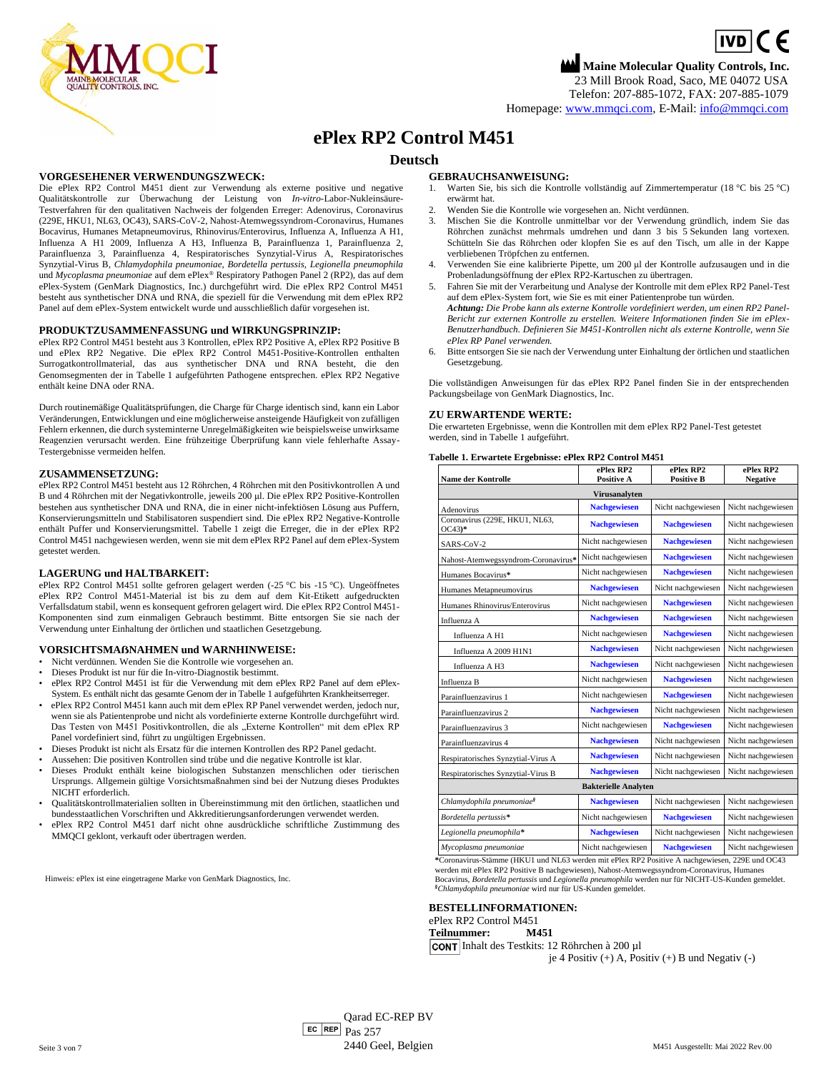Maine Molecular Quality Controls, Inc.
23 Mill Brook Road, Saco, ME 04072 USA
Telefon: 207-885-1072, FAX: 207-885-1079
Homepage: www.mmqci.com, E-Mail: info@mmqci.com

# ePlex RP2 Control M451

## Deutsch

### VORGESEHENER VERWENDUNGSZWECK:

Die ePlex RP2 Control M451 dient zur Verwendung als externe positive und negative Qualitätskontrolle zur Überwachung der Leistung von *In-vitro*-Labor-Nukleinsäure-Testverfahren für den qualitativen Nachweis der folgenden Erreger: Adenovirus, Coronavirus (229E, HKU1, NL63, OC43), SARS-CoV-2, Nahost-Atemwegssyndrom-Coronavirus, Humanes Bocavirus, Humanes Metapneumovirus, Rhinovirus/Enterovirus, Influenza A, Influenza A H1, Influenza A H1 2009, Influenza A H3, Influenza B, Parainfluenza 1, Parainfluenza 2, Parainfluenza 3, Parainfluenza 4, Respiratorisches Synzytial-Virus A, Respiratorisches Synzytial-Virus B, *Chlamydophila pneumoniae, Bordetella pertussis, Legionella pneumophila* und *Mycoplasma pneumoniae* auf dem ePlex® Respiratory Pathogen Panel 2 (RP2), das auf dem ePlex-System (GenMark Diagnostics, Inc.) durchgeführt wird. Die ePlex RP2 Control M451 besteht aus synthetischer DNA und RNA, die speziell für die Verwendung mit dem ePlex RP2 Panel auf dem ePlex-System entwickelt wurde und ausschließlich dafür vorgesehen ist.

### PRODUKTZUSAMMENFASSUNG und WIRKUNGSPRINZIP:

ePlex RP2 Control M451 besteht aus 3 Kontrollen, ePlex RP2 Positive A, ePlex RP2 Positive B und ePlex RP2 Negative. Die ePlex RP2 Control M451-Positive-Kontrollen enthalten Surrogatkontrollmaterial, das aus synthetischer DNA und RNA besteht, die den Genomsegmenten der in Tabelle 1 aufgeführten Pathogene entsprechen. ePlex RP2 Negative enthält keine DNA oder RNA.

Durch routinemäßige Qualitätsprüfungen, die Charge für Charge identisch sind, kann ein Labor Veränderungen, Entwicklungen und eine möglicherweise ansteigende Häufigkeit von zufälligen Fehlern erkennen, die durch systeminterne Unregelmäßigkeiten wie beispielsweise unwirksame Reagenzien verursacht werden. Eine frühzeitige Überprüfung kann viele fehlerhafte Assay-Testergebnisse vermeiden helfen.

### ZUSAMMENSETZUNG:

ePlex RP2 Control M451 besteht aus 12 Röhrchen, 4 Röhrchen mit den Positivkontrollen A und B und 4 Röhrchen mit der Negativkontrolle, jeweils 200 µl. Die ePlex RP2 Positive-Kontrollen bestehen aus synthetischer DNA und RNA, die in einer nicht-infektiösen Lösung aus Puffern, Konservierungsmitteln und Stabilisatoren suspendiert sind. Die ePlex RP2 Negative-Kontrolle enthält Puffer und Konservierungsmittel. Tabelle 1 zeigt die Erreger, die in der ePlex RP2 Control M451 nachgewiesen werden, wenn sie mit dem ePlex RP2 Panel auf dem ePlex-System getestet werden.

### LAGERUNG und HALTBARKEIT:

ePlex RP2 Control M451 sollte gefroren gelagert werden (-25 °C bis -15 °C). Ungeöffnetes ePlex RP2 Control M451-Material ist bis zu dem auf dem Kit-Etikett aufgedruckten Verfallsdatum stabil, wenn es konsequent gefroren gelagert wird. Die ePlex RP2 Control M451-Komponenten sind zum einmaligen Gebrauch bestimmt. Bitte entsorgen Sie sie nach der Verwendung unter Einhaltung der örtlichen und staatlichen Gesetzgebung.

### VORSICHTSMAßNAHMEN und WARNHINWEISE:

- Nicht verdünnen. Wenden Sie die Kontrolle wie vorgesehen an.
- Dieses Produkt ist nur für die In-vitro-Diagnostik bestimmt.
- ePlex RP2 Control M451 ist für die Verwendung mit dem ePlex RP2 Panel auf dem ePlex-System. Es enthält nicht das gesamte Genom der in Tabelle 1 aufgeführten Krankheitserreger.
- ePlex RP2 Control M451 kann auch mit dem ePlex RP Panel verwendet werden, jedoch nur, wenn sie als Patientenprobe und nicht als vordefinierte externe Kontrolle durchgeführt wird. Das Testen von M451 Positivkontrollen, die als „Externe Kontrollen" mit dem ePlex RP Panel vordefiniert sind, führt zu ungültigen Ergebnissen.
- Dieses Produkt ist nicht als Ersatz für die internen Kontrollen des RP2 Panel gedacht.
- Aussehen: Die positiven Kontrollen sind trübe und die negative Kontrolle ist klar.
- Dieses Produkt enthält keine biologischen Substanzen menschlichen oder tierischen Ursprungs. Allgemein gültige Vorsichtsmaßnahmen sind bei der Nutzung dieses Produktes NICHT erforderlich.
- Qualitätskontrollmaterialien sollten in Übereinstimmung mit den örtlichen, staatlichen und bundesstaatlichen Vorschriften und Akkreditierungsanforderungen verwendet werden.
- ePlex RP2 Control M451 darf nicht ohne ausdrückliche schriftliche Zustimmung des MMQCI geklont, verkauft oder übertragen werden.

Hinweis: ePlex ist eine eingetragene Marke von GenMark Diagnostics, Inc.

### GEBRAUCHSANWEISUNG:

1. Warten Sie, bis sich die Kontrolle vollständig auf Zimmertemperatur (18 °C bis 25 °C) erwärmt hat.
2. Wenden Sie die Kontrolle wie vorgesehen an. Nicht verdünnen.
3. Mischen Sie die Kontrolle unmittelbar vor der Verwendung gründlich, indem Sie das Röhrchen zunächst mehrmals umdrehen und dann 3 bis 5 Sekunden lang vortexen. Schütteln Sie das Röhrchen oder klopfen Sie es auf den Tisch, um alle in der Kappe verbliebenen Tröpfchen zu entfernen.
4. Verwenden Sie eine kalibrierte Pipette, um 200 µl der Kontrolle aufzusaugen und in die Probenladungsöffnung der ePlex RP2-Kartuschen zu übertragen.
5. Fahren Sie mit der Verarbeitung und Analyse der Kontrolle mit dem ePlex RP2 Panel-Test auf dem ePlex-System fort, wie Sie es mit einer Patientenprobe tun würden.
   ***Achtung:*** *Die Probe kann als externe Kontrolle vordefiniert werden, um einen RP2 Panel-Bericht zur externen Kontrolle zu erstellen. Weitere Informationen finden Sie im ePlex-Benutzerhandbuch. Definieren Sie M451-Kontrollen nicht als externe Kontrolle, wenn Sie ePlex RP Panel verwenden.*
6. Bitte entsorgen Sie sie nach der Verwendung unter Einhaltung der örtlichen und staatlichen Gesetzgebung.

Die vollständigen Anweisungen für das ePlex RP2 Panel finden Sie in der entsprechenden Packungsbeilage von GenMark Diagnostics, Inc.

### ZU ERWARTENDE WERTE:

Die erwarteten Ergebnisse, wenn die Kontrollen mit dem ePlex RP2 Panel-Test getestet werden, sind in Tabelle 1 aufgeführt.

**Tabelle 1. Erwartete Ergebnisse: ePlex RP2 Control M451**

| Name der Kontrolle | ePlex RP2 Positive A | ePlex RP2 Positive B | ePlex RP2 Negative |
|---|---|---|---|
| **Virusanalyten** | | | |
| Adenovirus | **Nachgewiesen** | Nicht nachgewiesen | Nicht nachgewiesen |
| Coronavirus (229E, HKU1, NL63, OC43)* | **Nachgewiesen** | **Nachgewiesen** | Nicht nachgewiesen |
| SARS-CoV-2 | Nicht nachgewiesen | **Nachgewiesen** | Nicht nachgewiesen |
| Nahost-Atemwegssyndrom-Coronavirus* | Nicht nachgewiesen | **Nachgewiesen** | Nicht nachgewiesen |
| Humanes Bocavirus* | Nicht nachgewiesen | **Nachgewiesen** | Nicht nachgewiesen |
| Humanes Metapneumovirus | **Nachgewiesen** | Nicht nachgewiesen | Nicht nachgewiesen |
| Humanes Rhinovirus/Enterovirus | Nicht nachgewiesen | **Nachgewiesen** | Nicht nachgewiesen |
| Influenza A | **Nachgewiesen** | **Nachgewiesen** | Nicht nachgewiesen |
| Influenza A H1 | Nicht nachgewiesen | **Nachgewiesen** | Nicht nachgewiesen |
| Influenza A 2009 H1N1 | **Nachgewiesen** | Nicht nachgewiesen | Nicht nachgewiesen |
| Influenza A H3 | **Nachgewiesen** | Nicht nachgewiesen | Nicht nachgewiesen |
| Influenza B | Nicht nachgewiesen | **Nachgewiesen** | Nicht nachgewiesen |
| Parainfluenzavirus 1 | Nicht nachgewiesen | **Nachgewiesen** | Nicht nachgewiesen |
| Parainfluenzavirus 2 | **Nachgewiesen** | Nicht nachgewiesen | Nicht nachgewiesen |
| Parainfluenzavirus 3 | Nicht nachgewiesen | **Nachgewiesen** | Nicht nachgewiesen |
| Parainfluenzavirus 4 | **Nachgewiesen** | Nicht nachgewiesen | Nicht nachgewiesen |
| Respiratorisches Synzytial-Virus A | **Nachgewiesen** | Nicht nachgewiesen | Nicht nachgewiesen |
| Respiratorisches Synzytial-Virus B | **Nachgewiesen** | Nicht nachgewiesen | Nicht nachgewiesen |
| **Bakterielle Analyten** | | | |
| *Chlamydophila pneumoniae*§ | **Nachgewiesen** | Nicht nachgewiesen | Nicht nachgewiesen |
| *Bordetella pertussis** | Nicht nachgewiesen | **Nachgewiesen** | Nicht nachgewiesen |
| *Legionella pneumophila** | **Nachgewiesen** | Nicht nachgewiesen | Nicht nachgewiesen |
| *Mycoplasma pneumoniae* | Nicht nachgewiesen | **Nachgewiesen** | Nicht nachgewiesen |

*Coronavirus-Stämme (HKU1 und NL63 werden mit ePlex RP2 Positive A nachgewiesen, 229E und OC43 werden mit ePlex RP2 Positive B nachgewiesen), Nahost-Atemwegssyndrom-Coronavirus, Humanes Bocavirus, *Bordetella pertussis* und *Legionella pneumophila* werden nur für NICHT-US-Kunden gemeldet.
§*Chlamydophila pneumoniae* wird nur für US-Kunden gemeldet.

### BESTELLINFORMATIONEN:

ePlex RP2 Control M451
**Teilnummer: M451**
CONT Inhalt des Testkits: 12 Röhrchen à 200 µl
je 4 Positiv (+) A, Positiv (+) B und Negativ (-)

EC REP Qarad EC-REP BV
Pas 257
2440 Geel, Belgien

M451 Ausgestellt: Mai 2022 Rev.00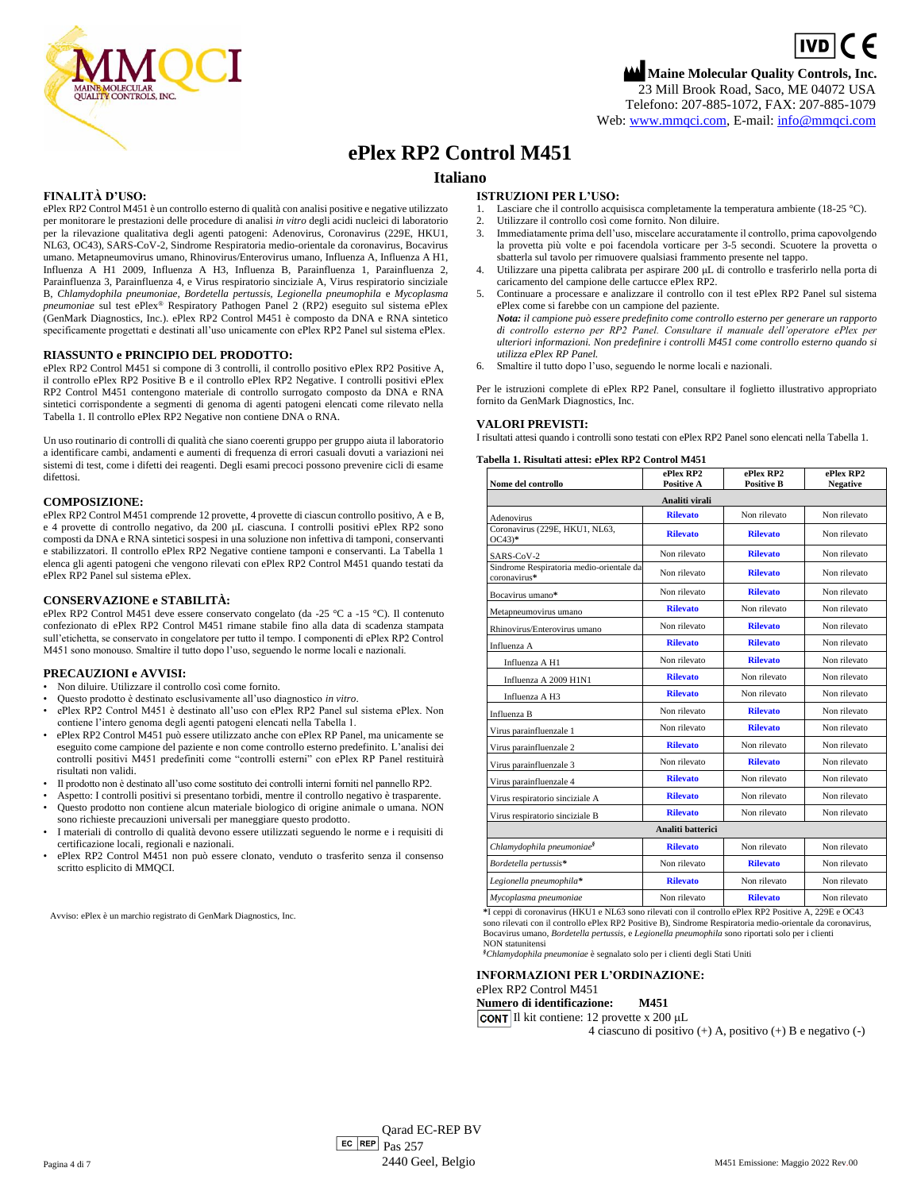Maine Molecular Quality Controls, Inc.
23 Mill Brook Road, Saco, ME 04072 USA
Telefono: 207-885-1072, FAX: 207-885-1079
Web: www.mmqci.com, E-mail: info@mmqci.com

# ePlex RP2 Control M451

## Italiano

### FINALITÀ D'USO:

ePlex RP2 Control M451 è un controllo esterno di qualità con analisi positive e negative utilizzato per monitorare le prestazioni delle procedure di analisi *in vitro* degli acidi nucleici di laboratorio per la rilevazione qualitativa degli agenti patogeni: Adenovirus, Coronavirus (229E, HKU1, NL63, OC43), SARS-CoV-2, Sindrome Respiratoria medio-orientale da coronavirus, Bocavirus umano. Metapneumovirus umano, Rhinovirus/Enterovirus umano, Influenza A, Influenza A H1, Influenza A H1 2009, Influenza A H3, Influenza B, Parainfluenza 1, Parainfluenza 2, Parainfluenza 3, Parainfluenza 4, e Virus respiratorio sinciziale A, Virus respiratorio sinciziale B, *Chlamydophila pneumoniae*, *Bordetella pertussis*, *Legionella pneumophila* e *Mycoplasma pneumoniae* sul test ePlex® Respiratory Pathogen Panel 2 (RP2) eseguito sul sistema ePlex (GenMark Diagnostics, Inc.). ePlex RP2 Control M451 è composto da DNA e RNA sintetico specificamente progettati e destinati all'uso unicamente con ePlex RP2 Panel sul sistema ePlex.

### RIASSUNTO e PRINCIPIO DEL PRODOTTO:

ePlex RP2 Control M451 si compone di 3 controlli, il controllo positivo ePlex RP2 Positive A, il controllo ePlex RP2 Positive B e il controllo ePlex RP2 Negative. I controlli positivi ePlex RP2 Control M451 contengono materiale di controllo surrogato composto da DNA e RNA sintetici corrispondente a segmenti di genoma di agenti patogeni elencati come rilevato nella Tabella 1. Il controllo ePlex RP2 Negative non contiene DNA o RNA.

Un uso routinario di controlli di qualità che siano coerenti gruppo per gruppo aiuta il laboratorio a identificare cambi, andamenti e aumenti di frequenza di errori casuali dovuti a variazioni nei sistemi di test, come i difetti dei reagenti. Degli esami precoci possono prevenire cicli di esame difettosi.

### COMPOSIZIONE:

ePlex RP2 Control M451 comprende 12 provette, 4 provette di ciascun controllo positivo, A e B, e 4 provette di controllo negativo, da 200 µL ciascuna. I controlli positivi ePlex RP2 sono composti da DNA e RNA sintetici sospesi in una soluzione non infettiva di tamponi, conservanti e stabilizzatori. Il controllo ePlex RP2 Negative contiene tamponi e conservanti. La Tabella 1 elenca gli agenti patogeni che vengono rilevati con ePlex RP2 Control M451 quando testati da ePlex RP2 Panel sul sistema ePlex.

### CONSERVAZIONE e STABILITÀ:

ePlex RP2 Control M451 deve essere conservato congelato (da -25 °C a -15 °C). Il contenuto confezionato di ePlex RP2 Control M451 rimane stabile fino alla data di scadenza stampata sull'etichetta, se conservato in congelatore per tutto il tempo. I componenti di ePlex RP2 Control M451 sono monouso. Smaltire il tutto dopo l'uso, seguendo le norme locali e nazionali.

### PRECAUZIONI e AVVISI:

- Non diluire. Utilizzare il controllo così come fornito.
- Questo prodotto è destinato esclusivamente all'uso diagnostico *in vitro*.
- ePlex RP2 Control M451 è destinato all'uso con ePlex RP2 Panel sul sistema ePlex. Non contiene l'intero genoma degli agenti patogeni elencati nella Tabella 1.
- ePlex RP2 Control M451 può essere utilizzato anche con ePlex RP Panel, ma unicamente se eseguito come campione del paziente e non come controllo esterno predefinito. L'analisi dei controlli positivi M451 predefiniti come "controlli esterni" con ePlex RP Panel restituirà risultati non validi.
- Il prodotto non è destinato all'uso come sostituto dei controlli interni forniti nel pannello RP2.
- Aspetto: I controlli positivi si presentano torbidi, mentre il controllo negativo è trasparente.
- Questo prodotto non contiene alcun materiale biologico di origine animale o umana. NON sono richieste precauzioni universali per maneggiare questo prodotto.
- I materiali di controllo di qualità devono essere utilizzati seguendo le norme e i requisiti di certificazione locali, regionali e nazionali.
- ePlex RP2 Control M451 non può essere clonato, venduto o trasferito senza il consenso scritto esplicito di MMQCI.

Avviso: ePlex è un marchio registrato di GenMark Diagnostics, Inc.

### ISTRUZIONI PER L'USO:

1. Lasciare che il controllo acquisisca completamente la temperatura ambiente (18-25 °C).
2. Utilizzare il controllo così come fornito. Non diluire.
3. Immediatamente prima dell'uso, miscelare accuratamente il controllo, prima capovolgendo la provetta più volte e poi facendola vorticare per 3-5 secondi. Scuotere la provetta o sbatterla sul tavolo per rimuovere qualsiasi frammento presente nel tappo.
4. Utilizzare una pipetta calibrata per aspirare 200 µL di controllo e trasferirlo nella porta di caricamento del campione delle cartucce ePlex RP2.
5. Continuare a processare e analizzare il controllo con il test ePlex RP2 Panel sul sistema ePlex come si farebbe con un campione del paziente.
   ***Nota:*** *il campione può essere predefinito come controllo esterno per generare un rapporto di controllo esterno per RP2 Panel. Consultare il manuale dell'operatore ePlex per ulteriori informazioni. Non predefinire i controlli M451 come controllo esterno quando si utilizza ePlex RP Panel.*
6. Smaltire il tutto dopo l'uso, seguendo le norme locali e nazionali.

Per le istruzioni complete di ePlex RP2 Panel, consultare il foglietto illustrativo appropriato fornito da GenMark Diagnostics, Inc.

### VALORI PREVISTI:

I risultati attesi quando i controlli sono testati con ePlex RP2 Panel sono elencati nella Tabella 1.

**Tabella 1. Risultati attesi: ePlex RP2 Control M451**

| Nome del controllo | ePlex RP2 Positive A | ePlex RP2 Positive B | ePlex RP2 Negative |
|---|---|---|---|
| **Analiti virali** | | | |
| Adenovirus | **Rilevato** | Non rilevato | Non rilevato |
| Coronavirus (229E, HKU1, NL63, OC43)* | **Rilevato** | **Rilevato** | Non rilevato |
| SARS-CoV-2 | Non rilevato | **Rilevato** | Non rilevato |
| Sindrome Respiratoria medio-orientale da coronavirus* | Non rilevato | **Rilevato** | Non rilevato |
| Bocavirus umano* | Non rilevato | **Rilevato** | Non rilevato |
| Metapneumovirus umano | **Rilevato** | Non rilevato | Non rilevato |
| Rhinovirus/Enterovirus umano | Non rilevato | **Rilevato** | Non rilevato |
| Influenza A | **Rilevato** | **Rilevato** | Non rilevato |
| Influenza A H1 | Non rilevato | **Rilevato** | Non rilevato |
| Influenza A 2009 H1N1 | **Rilevato** | Non rilevato | Non rilevato |
| Influenza A H3 | **Rilevato** | Non rilevato | Non rilevato |
| Influenza B | Non rilevato | **Rilevato** | Non rilevato |
| Virus parainfluenzale 1 | Non rilevato | **Rilevato** | Non rilevato |
| Virus parainfluenzale 2 | **Rilevato** | Non rilevato | Non rilevato |
| Virus parainfluenzale 3 | Non rilevato | **Rilevato** | Non rilevato |
| Virus parainfluenzale 4 | **Rilevato** | Non rilevato | Non rilevato |
| Virus respiratorio sinciziale A | **Rilevato** | Non rilevato | Non rilevato |
| Virus respiratorio sinciziale B | **Rilevato** | Non rilevato | Non rilevato |
| **Analiti batterici** | | | |
| *Chlamydophila pneumoniae*§ | **Rilevato** | Non rilevato | Non rilevato |
| *Bordetella pertussis** | Non rilevato | **Rilevato** | Non rilevato |
| *Legionella pneumophila** | **Rilevato** | Non rilevato | Non rilevato |
| *Mycoplasma pneumoniae* | Non rilevato | **Rilevato** | Non rilevato |

\*I ceppi di coronavirus (HKU1 e NL63 sono rilevati con il controllo ePlex RP2 Positive A, 229E e OC43 sono rilevati con il controllo ePlex RP2 Positive B), Sindrome Respiratoria medio-orientale da coronavirus, Bocavirus umano, *Bordetella pertussis*, e *Legionella pneumophila* sono riportati solo per i clienti NON statunitensi

§*Chlamydophila pneumoniae* è segnalato solo per i clienti degli Stati Uniti

### INFORMAZIONI PER L'ORDINAZIONE:

ePlex RP2 Control M451
**Numero di identificazione: M451**
CONT Il kit contiene: 12 provette x 200 µL
4 ciascuno di positivo (+) A, positivo (+) B e negativo (-)

EC REP Qarad EC-REP BV
Pas 257
2440 Geel, Belgio

M451 Emissione: Maggio 2022 Rev.00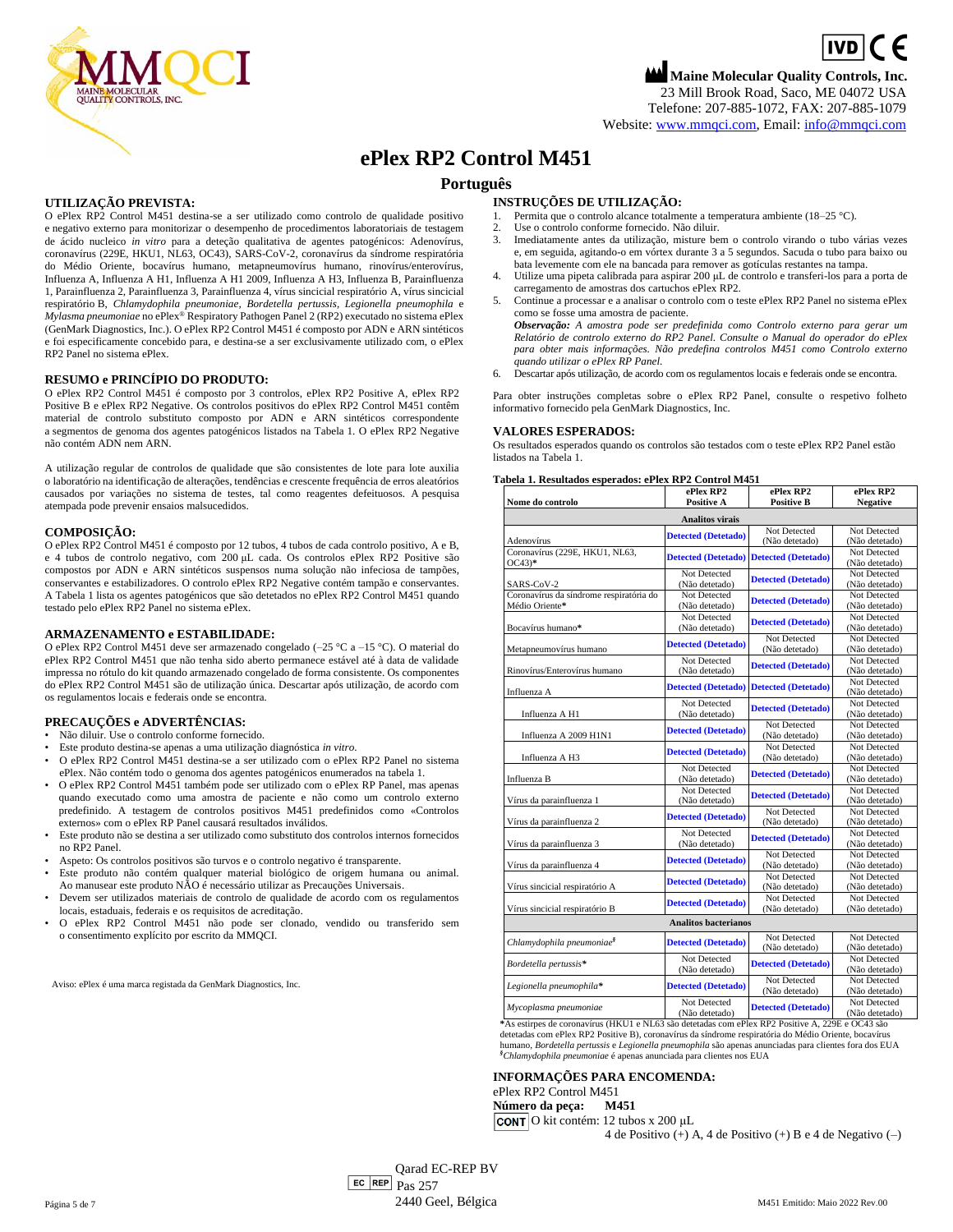IVD CE

**Maine Molecular Quality Controls, Inc.**
23 Mill Brook Road, Saco, ME 04072 USA
Telefone: 207-885-1072, FAX: 207-885-1079
Website: www.mmqci.com, Email: info@mmqci.com

# ePlex RP2 Control M451

## Português

### UTILIZAÇÃO PREVISTA:

O ePlex RP2 Control M451 destina-se a ser utilizado como controlo de qualidade positivo e negativo externo para monitorizar o desempenho de procedimentos laboratoriais de testagem de ácido nucleico *in vitro* para a deteção qualitativa de agentes patogénicos: Adenovírus, coronavírus (229E, HKU1, NL63, OC43), SARS-CoV-2, coronavírus da síndrome respiratória do Médio Oriente, bocavírus humano, metapneumovírus humano, rinovírus/enterovírus, Influenza A, Influenza A H1, Influenza A H1 2009, Influenza A H3, Influenza B, Parainfluenza 1, Parainfluenza 2, Parainfluenza 3, Parainfluenza 4, vírus sincicial respiratório A, vírus sincicial respiratório B, *Chlamydophila pneumoniae, Bordetella pertussis, Legionella pneumophila* e *Mylasma pneumoniae* no ePlex® Respiratory Pathogen Panel 2 (RP2) executado no sistema ePlex (GenMark Diagnostics, Inc.). O ePlex RP2 Control M451 é composto por ADN e ARN sintéticos e foi especificamente concebido para, e destina-se a ser exclusivamente utilizado com, o ePlex RP2 Panel no sistema ePlex.

### RESUMO e PRINCÍPIO DO PRODUTO:

O ePlex RP2 Control M451 é composto por 3 controlos, ePlex RP2 Positive A, ePlex RP2 Positive B e ePlex RP2 Negative. Os controlos positivos do ePlex RP2 Control M451 contêm material de controlo substituto composto por ADN e ARN sintéticos correspondente a segmentos de genoma dos agentes patogénicos listados na Tabela 1. O ePlex RP2 Negative não contém ADN nem ARN.

A utilização regular de controlos de qualidade que são consistentes de lote para lote auxilia o laboratório na identificação de alterações, tendências e crescente frequência de erros aleatórios causados por variações no sistema de testes, tal como reagentes defeituosos. A pesquisa atempada pode prevenir ensaios malsucedidos.

### COMPOSIÇÃO:

O ePlex RP2 Control M451 é composto por 12 tubos, 4 tubos de cada controlo positivo, A e B, e 4 tubos de controlo negativo, com 200 µL cada. Os controlos ePlex RP2 Positive são compostos por ADN e ARN sintéticos suspensos numa solução não infeciosa de tampões, conservantes e estabilizadores. O controlo ePlex RP2 Negative contém tampão e conservantes. A Tabela 1 lista os agentes patogénicos que são detetados no ePlex RP2 Control M451 quando testado pelo ePlex RP2 Panel no sistema ePlex.

### ARMAZENAMENTO e ESTABILIDADE:

O ePlex RP2 Control M451 deve ser armazenado congelado (–25 °C a –15 °C). O material do ePlex RP2 Control M451 que não tenha sido aberto permanece estável até à data de validade impressa no rótulo do kit quando armazenado congelado de forma consistente. Os componentes do ePlex RP2 Control M451 são de utilização única. Descartar após utilização, de acordo com os regulamentos locais e federais onde se encontra.

### PRECAUÇÕES e ADVERTÊNCIAS:

- Não diluir. Use o controlo conforme fornecido.
- Este produto destina-se apenas a uma utilização diagnóstica *in vitro*.
- O ePlex RP2 Control M451 destina-se a ser utilizado com o ePlex RP2 Panel no sistema ePlex. Não contém todo o genoma dos agentes patogénicos enumerados na tabela 1.
- O ePlex RP2 Control M451 também pode ser utilizado com o ePlex RP Panel, mas apenas quando executado como uma amostra de paciente e não como um controlo externo predefinido. A testagem de controlos positivos M451 predefinidos como «Controlos externos» com o ePlex RP Panel causará resultados inválidos.
- Este produto não se destina a ser utilizado como substituto dos controlos internos fornecidos no RP2 Panel.
- Aspeto: Os controlos positivos são turvos e o controlo negativo é transparente.
- Este produto não contém qualquer material biológico de origem humana ou animal. Ao manusear este produto NÃO é necessário utilizar as Precauções Universais.
- Devem ser utilizados materiais de controlo de qualidade de acordo com os regulamentos locais, estaduais, federais e os requisitos de acreditação.
- O ePlex RP2 Control M451 não pode ser clonado, vendido ou transferido sem o consentimento explícito por escrito da MMQCI.

Aviso: ePlex é uma marca registada da GenMark Diagnostics, Inc.

### INSTRUÇÕES DE UTILIZAÇÃO:

1. Permita que o controlo alcance totalmente a temperatura ambiente (18–25 °C).
2. Use o controlo conforme fornecido. Não diluir.
3. Imediatamente antes da utilização, misture bem o controlo virando o tubo várias vezes e, em seguida, agitando-o em vórtex durante 3 a 5 segundos. Sacuda o tubo para baixo ou bata levemente com ele na bancada para remover as gotículas restantes na tampa.
4. Utilize uma pipeta calibrada para aspirar 200 µL de controlo e transferi-los para a porta de carregamento de amostras dos cartuchos ePlex RP2.
5. Continue a processar e a analisar o controlo com o teste ePlex RP2 Panel no sistema ePlex como se fosse uma amostra de paciente.
   ***Observação:*** *A amostra pode ser predefinida como Controlo externo para gerar um Relatório de controlo externo do RP2 Panel. Consulte o Manual do operador do ePlex para obter mais informações. Não predefina controlos M451 como Controlo externo quando utilizar o ePlex RP Panel.*
6. Descartar após utilização, de acordo com os regulamentos locais e federais onde se encontra.

Para obter instruções completas sobre o ePlex RP2 Panel, consulte o respetivo folheto informativo fornecido pela GenMark Diagnostics, Inc.

### VALORES ESPERADOS:

Os resultados esperados quando os controlos são testados com o teste ePlex RP2 Panel estão listados na Tabela 1.

**Tabela 1. Resultados esperados: ePlex RP2 Control M451**

| Nome do controlo | ePlex RP2 Positive A | ePlex RP2 Positive B | ePlex RP2 Negative |
|---|---|---|---|
| **Analitos virais** | | | |
| Adenovírus | **Detected (Detetado)** | Not Detected (Não detetado) | Not Detected (Não detetado) |
| Coronavírus (229E, HKU1, NL63, OC43)* | **Detected (Detetado)** | **Detected (Detetado)** | Not Detected (Não detetado) |
| SARS-CoV-2 | Not Detected (Não detetado) | **Detected (Detetado)** | Not Detected (Não detetado) |
| Coronavírus da síndrome respiratória do Médio Oriente* | Not Detected (Não detetado) | **Detected (Detetado)** | Not Detected (Não detetado) |
| Bocavírus humano* | Not Detected (Não detetado) | **Detected (Detetado)** | Not Detected (Não detetado) |
| Metapneumovírus humano | **Detected (Detetado)** | Not Detected (Não detetado) | Not Detected (Não detetado) |
| Rinovírus/Enterovírus humano | Not Detected (Não detetado) | **Detected (Detetado)** | Not Detected (Não detetado) |
| Influenza A | **Detected (Detetado)** | **Detected (Detetado)** | Not Detected (Não detetado) |
| Influenza A H1 | Not Detected (Não detetado) | **Detected (Detetado)** | Not Detected (Não detetado) |
| Influenza A 2009 H1N1 | **Detected (Detetado)** | Not Detected (Não detetado) | Not Detected (Não detetado) |
| Influenza A H3 | **Detected (Detetado)** | Not Detected (Não detetado) | Not Detected (Não detetado) |
| Influenza B | Not Detected (Não detetado) | **Detected (Detetado)** | Not Detected (Não detetado) |
| Vírus da parainfluenza 1 | Not Detected (Não detetado) | **Detected (Detetado)** | Not Detected (Não detetado) |
| Vírus da parainfluenza 2 | **Detected (Detetado)** | Not Detected (Não detetado) | Not Detected (Não detetado) |
| Vírus da parainfluenza 3 | Not Detected (Não detetado) | **Detected (Detetado)** | Not Detected (Não detetado) |
| Vírus da parainfluenza 4 | **Detected (Detetado)** | Not Detected (Não detetado) | Not Detected (Não detetado) |
| Vírus sincicial respiratório A | **Detected (Detetado)** | Not Detected (Não detetado) | Not Detected (Não detetado) |
| Vírus sincicial respiratório B | **Detected (Detetado)** | Not Detected (Não detetado) | Not Detected (Não detetado) |
| **Analitos bacterianos** | | | |
| *Chlamydophila pneumoniae*[§] | **Detected (Detetado)** | Not Detected (Não detetado) | Not Detected (Não detetado) |
| *Bordetella pertussis** | Not Detected (Não detetado) | **Detected (Detetado)** | Not Detected (Não detetado) |
| *Legionella pneumophila** | **Detected (Detetado)** | Not Detected (Não detetado) | Not Detected (Não detetado) |
| *Mycoplasma pneumoniae* | Not Detected (Não detetado) | **Detected (Detetado)** | Not Detected (Não detetado) |

***As estirpes de coronavírus (HKU1 e NL63 são detetadas com ePlex RP2 Positive A, 229E e OC43 são detetadas com ePlex RP2 Positive B), coronavírus da síndrome respiratória do Médio Oriente, bocavírus humano, *Bordetella pertussis* e *Legionella pneumophila* são apenas anunciadas para clientes fora dos EUA
[§]*Chlamydophila pneumoniae* é apenas anunciada para clientes nos EUA

### INFORMAÇÕES PARA ENCOMENDA:

ePlex RP2 Control M451
**Número da peça:** **M451**
CONT O kit contém: 12 tubos x 200 µL
4 de Positivo (+) A, 4 de Positivo (+) B e 4 de Negativo (–)

EC REP Qarad EC-REP BV
Pas 257
2440 Geel, Bélgica

M451 Emitido: Maio 2022 Rev.00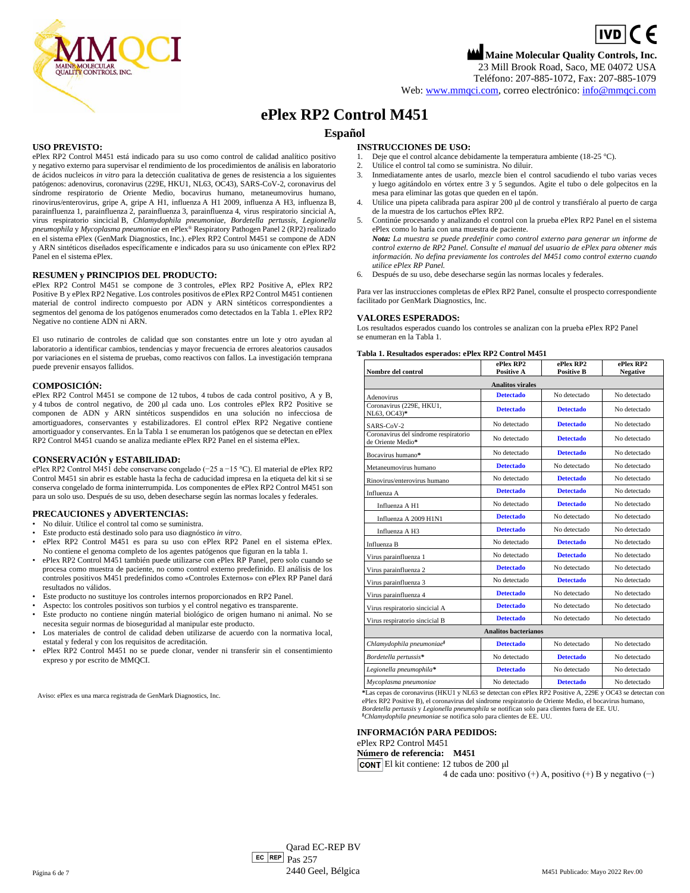Maine Molecular Quality Controls, Inc.
23 Mill Brook Road, Saco, ME 04072 USA
Teléfono: 207-885-1072, Fax: 207-885-1079
Web: www.mmqci.com, correo electrónico: info@mmqci.com

# ePlex RP2 Control M451

## Español

### USO PREVISTO:

ePlex RP2 Control M451 está indicado para su uso como control de calidad analítico positivo y negativo externo para supervisar el rendimiento de los procedimientos de análisis en laboratorio de ácidos nucleicos *in vitro* para la detección cualitativa de genes de resistencia a los siguientes patógenos: adenovirus, coronavirus (229E, HKU1, NL63, OC43), SARS-CoV-2, coronavirus del síndrome respiratorio de Oriente Medio, bocavirus humano, metaneumovirus humano, rinovirus/enterovirus, gripe A, gripe A H1, influenza A H1 2009, influenza A H3, influenza B, parainfluenza 1, parainfluenza 2, parainfluenza 3, parainfluenza 4, virus respiratorio sincicial A, virus respiratorio sincicial B, *Chlamydophila pneumoniae*, *Bordetella pertussis*, *Legionella pneumophila* y *Mycoplasma pneumoniae* en ePlex® Respiratory Pathogen Panel 2 (RP2) realizado en el sistema ePlex (GenMark Diagnostics, Inc.). ePlex RP2 Control M451 se compone de ADN y ARN sintéticos diseñados específicamente e indicados para su uso únicamente con ePlex RP2 Panel en el sistema ePlex.

### RESUMEN y PRINCIPIOS DEL PRODUCTO:

ePlex RP2 Control M451 se compone de 3 controles, ePlex RP2 Positive A, ePlex RP2 Positive B y ePlex RP2 Negative. Los controles positivos de ePlex RP2 Control M451 contienen material de control indirecto compuesto por ADN y ARN sintéticos correspondientes a segmentos del genoma de los patógenos enumerados como detectados en la Tabla 1. ePlex RP2 Negative no contiene ADN ni ARN.

El uso rutinario de controles de calidad que son constantes entre un lote y otro ayudan al laboratorio a identificar cambios, tendencias y mayor frecuencia de errores aleatorios causados por variaciones en el sistema de pruebas, como reactivos con fallos. La investigación temprana puede prevenir ensayos fallidos.

### COMPOSICIÓN:

ePlex RP2 Control M451 se compone de 12 tubos, 4 tubos de cada control positivo, A y B, y 4 tubos de control negativo, de 200 µl cada uno. Los controles ePlex RP2 Positive se componen de ADN y ARN sintéticos suspendidos en una solución no infecciosa de amortiguadores, conservantes y estabilizadores. El control ePlex RP2 Negative contiene amortiguador y conservantes. En la Tabla 1 se enumeran los patógenos que se detectan en ePlex RP2 Control M451 cuando se analiza mediante ePlex RP2 Panel en el sistema ePlex.

### CONSERVACIÓN y ESTABILIDAD:

ePlex RP2 Control M451 debe conservarse congelado (−25 a −15 °C). El material de ePlex RP2 Control M451 sin abrir es estable hasta la fecha de caducidad impresa en la etiqueta del kit si se conserva congelado de forma ininterrumpida. Los componentes de ePlex RP2 Control M451 son para un solo uso. Después de su uso, deben desecharse según las normas locales y federales.

### PRECAUCIONES y ADVERTENCIAS:

- No diluir. Utilice el control tal como se suministra.
- Este producto está destinado solo para uso diagnóstico *in vitro*.
- ePlex RP2 Control M451 es para su uso con ePlex RP2 Panel en el sistema ePlex. No contiene el genoma completo de los agentes patógenos que figuran en la tabla 1.
- ePlex RP2 Control M451 también puede utilizarse con ePlex RP Panel, pero solo cuando se procesa como muestra de paciente, no como control externo predefinido. El análisis de los controles positivos M451 predefinidos como «Controles Externos» con ePlex RP Panel dará resultados no válidos.
- Este producto no sustituye los controles internos proporcionados en RP2 Panel.
- Aspecto: los controles positivos son turbios y el control negativo es transparente.
- Este producto no contiene ningún material biológico de origen humano ni animal. No se necesita seguir normas de bioseguridad al manipular este producto.
- Los materiales de control de calidad deben utilizarse de acuerdo con la normativa local, estatal y federal y con los requisitos de acreditación.
- ePlex RP2 Control M451 no se puede clonar, vender ni transferir sin el consentimiento expreso y por escrito de MMQCI.

Aviso: ePlex es una marca registrada de GenMark Diagnostics, Inc.

### INSTRUCCIONES DE USO:

1. Deje que el control alcance debidamente la temperatura ambiente (18-25 °C).
2. Utilice el control tal como se suministra. No diluir.
3. Inmediatamente antes de usarlo, mezcle bien el control sacudiendo el tubo varias veces y luego agitándolo en vórtex entre 3 y 5 segundos. Agite el tubo o dele golpecitos en la mesa para eliminar las gotas que queden en el tapón.
4. Utilice una pipeta calibrada para aspirar 200 µl de control y transfiéralo al puerto de carga de la muestra de los cartuchos ePlex RP2.
5. Continúe procesando y analizando el control con la prueba ePlex RP2 Panel en el sistema ePlex como lo haría con una muestra de paciente.
   ***Nota:*** *La muestra se puede predefinir como control externo para generar un informe de control externo de RP2 Panel. Consulte el manual del usuario de ePlex para obtener más información. No defina previamente los controles del M451 como control externo cuando utilice ePlex RP Panel.*
6. Después de su uso, debe desecharse según las normas locales y federales.

Para ver las instrucciones completas de ePlex RP2 Panel, consulte el prospecto correspondiente facilitado por GenMark Diagnostics, Inc.

### VALORES ESPERADOS:

Los resultados esperados cuando los controles se analizan con la prueba ePlex RP2 Panel se enumeran en la Tabla 1.

**Tabla 1. Resultados esperados: ePlex RP2 Control M451**

| Nombre del control | ePlex RP2 Positive A | ePlex RP2 Positive B | ePlex RP2 Negative |
|---|---|---|---|
| **Analitos virales** | | | |
| Adenovirus | **Detectado** | No detectado | No detectado |
| Coronavirus (229E, HKU1, NL63, OC43)* | **Detectado** | **Detectado** | No detectado |
| SARS-CoV-2 | No detectado | **Detectado** | No detectado |
| Coronavirus del síndrome respiratorio de Oriente Medio* | No detectado | **Detectado** | No detectado |
| Bocavirus humano* | No detectado | **Detectado** | No detectado |
| Metaneumovirus humano | **Detectado** | No detectado | No detectado |
| Rinovirus/enterovirus humano | No detectado | **Detectado** | No detectado |
| Influenza A | **Detectado** | **Detectado** | No detectado |
| Influenza A H1 | No detectado | **Detectado** | No detectado |
| Influenza A 2009 H1N1 | **Detectado** | No detectado | No detectado |
| Influenza A H3 | **Detectado** | No detectado | No detectado |
| Influenza B | No detectado | **Detectado** | No detectado |
| Virus parainfluenza 1 | No detectado | **Detectado** | No detectado |
| Virus parainfluenza 2 | **Detectado** | No detectado | No detectado |
| Virus parainfluenza 3 | No detectado | **Detectado** | No detectado |
| Virus parainfluenza 4 | **Detectado** | No detectado | No detectado |
| Virus respiratorio sincicial A | **Detectado** | No detectado | No detectado |
| Virus respiratorio sincicial B | **Detectado** | No detectado | No detectado |
| **Analitos bacterianos** | | | |
| *Chlamydophila pneumoniae*[§] | **Detectado** | No detectado | No detectado |
| *Bordetella pertussis** | No detectado | **Detectado** | No detectado |
| *Legionella pneumophila** | **Detectado** | No detectado | No detectado |
| *Mycoplasma pneumoniae* | No detectado | **Detectado** | No detectado |

*Las cepas de coronavirus (HKU1 y NL63 se detectan con ePlex RP2 Positive A, 229E y OC43 se detectan con ePlex RP2 Positive B), el coronavirus del síndrome respiratorio de Oriente Medio, el bocavirus humano, *Bordetella pertussis* y *Legionella pneumophila* se notifican solo para clientes fuera de EE. UU.
[§]*Chlamydophila pneumoniae* se notifica solo para clientes de EE. UU.

### INFORMACIÓN PARA PEDIDOS:

ePlex RP2 Control M451
**Número de referencia: M451**
CONT El kit contiene: 12 tubos de 200 µl
4 de cada uno: positivo (+) A, positivo (+) B y negativo (−)

EC REP Qarad EC-REP BV
Pas 257
2440 Geel, Bélgica

M451 Publicado: Mayo 2022 Rev.00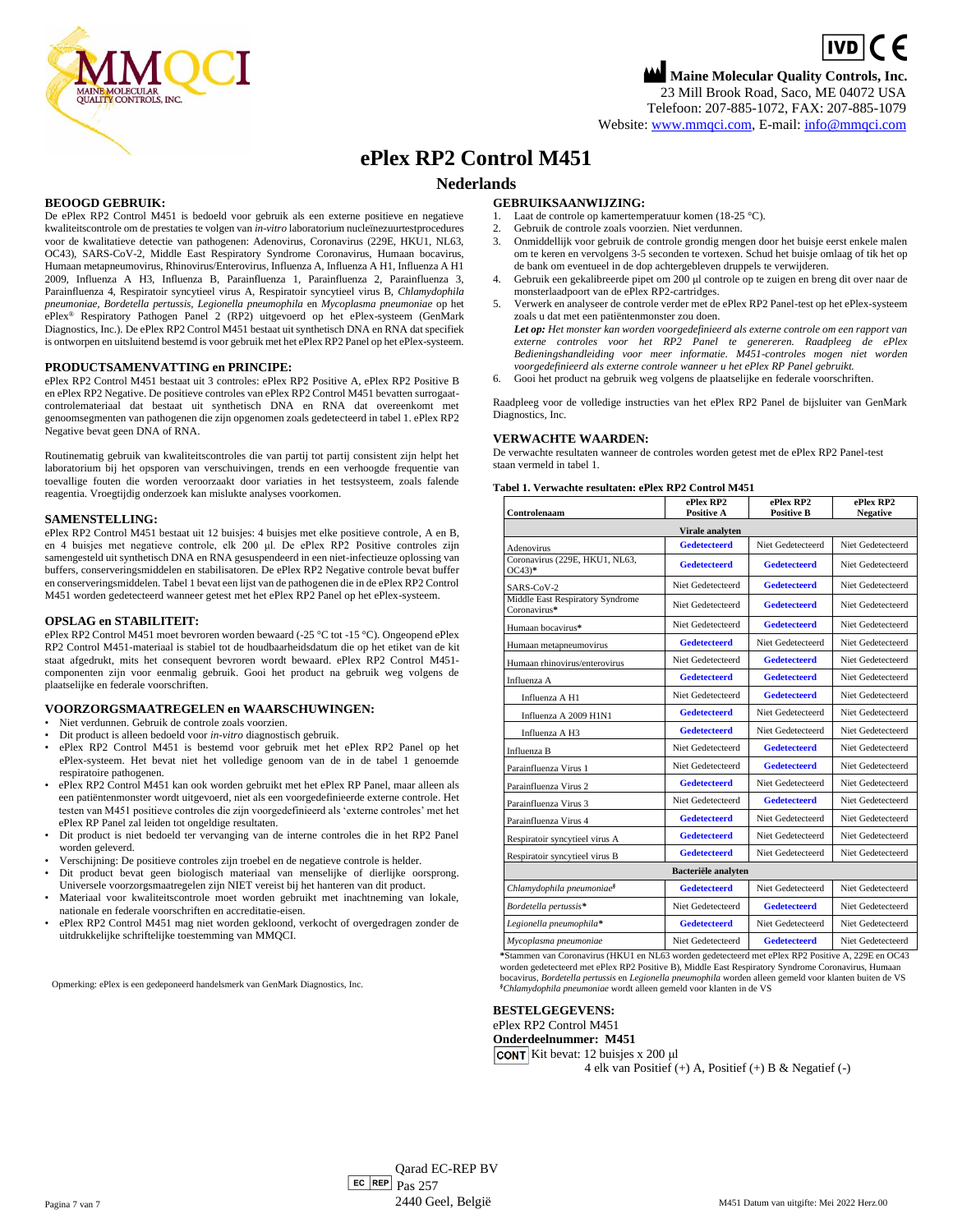IVD CE

**Maine Molecular Quality Controls, Inc.**
23 Mill Brook Road, Saco, ME 04072 USA
Telefoon: 207-885-1072, FAX: 207-885-1079
Website: www.mmqci.com, E-mail: info@mmqci.com

# ePlex RP2 Control M451

## Nederlands

### BEOOGD GEBRUIK:

De ePlex RP2 Control M451 is bedoeld voor gebruik als een externe positieve en negatieve kwaliteitscontrole om de prestaties te volgen van *in-vitro* laboratorium nucleïnezuurtestprocedures voor de kwalitatieve detectie van pathogenen: Adenovirus, Coronavirus (229E, HKU1, NL63, OC43), SARS-CoV-2, Middle East Respiratory Syndrome Coronavirus, Humaan bocavirus, Humaan metapneumovirus, Rhinovirus/Enterovirus, Influenza A, Influenza A H1, Influenza A H1 2009, Influenza A H3, Influenza B, Parainfluenza 1, Parainfluenza 2, Parainfluenza 3, Parainfluenza 4, Respiratoir syncytieel virus A, Respiratoir syncytieel virus B, *Chlamydophila pneumoniae*, *Bordetella pertussis*, *Legionella pneumophila* en *Mycoplasma pneumoniae* op het ePlex® Respiratory Pathogen Panel 2 (RP2) uitgevoerd op het ePlex-systeem (GenMark Diagnostics, Inc.). De ePlex RP2 Control M451 bestaat uit synthetisch DNA en RNA dat specifiek is ontworpen en uitsluitend bestemd is voor gebruik met het ePlex RP2 Panel op het ePlex-systeem.

### PRODUCTSAMENVATTING en PRINCIPE:

ePlex RP2 Control M451 bestaat uit 3 controles: ePlex RP2 Positive A, ePlex RP2 Positive B en ePlex RP2 Negative. De positieve controles van ePlex RP2 Control M451 bevatten surrogaat-controlemateriaal dat bestaat uit synthetisch DNA en RNA dat overeenkomt met genoomsegmenten van pathogenen die zijn opgenomen zoals gedetecteerd in tabel 1. ePlex RP2 Negative bevat geen DNA of RNA.

Routinematig gebruik van kwaliteitscontroles die van partij tot partij consistent zijn helpt het laboratorium bij het opsporen van verschuivingen, trends en een verhoogde frequentie van toevallige fouten die worden veroorzaakt door variaties in het testsysteem, zoals falende reagentia. Vroegtijdig onderzoek kan mislukte analyses voorkomen.

### SAMENSTELLING:

ePlex RP2 Control M451 bestaat uit 12 buisjes: 4 buisjes met elke positieve controle, A en B, en 4 buisjes met negatieve controle, elk 200 µl. De ePlex RP2 Positive controles zijn samengesteld uit synthetisch DNA en RNA gesuspendeerd in een niet-infectieuze oplossing van buffers, conserveringsmiddelen en stabilisatoren. De ePlex RP2 Negative controle bevat buffer en conserveringsmiddelen. Tabel 1 bevat een lijst van de pathogenen die in de ePlex RP2 Control M451 worden gedetecteerd wanneer getest met het ePlex RP2 Panel op het ePlex-systeem.

### OPSLAG en STABILITEIT:

ePlex RP2 Control M451 moet bevroren worden bewaard (-25 °C tot -15 °C). Ongeopend ePlex RP2 Control M451-materiaal is stabiel tot de houdbaarheidsdatum die op het etiket van de kit staat afgedrukt, mits het consequent bevroren wordt bewaard. ePlex RP2 Control M451-componenten zijn voor eenmalig gebruik. Gooi het product na gebruik weg volgens de plaatselijke en federale voorschriften.

### VOORZORGSMAATREGELEN en WAARSCHUWINGEN:

- Niet verdunnen. Gebruik de controle zoals voorzien.
- Dit product is alleen bedoeld voor *in-vitro* diagnostisch gebruik.
- ePlex RP2 Control M451 is bestemd voor gebruik met het ePlex RP2 Panel op het ePlex-systeem. Het bevat niet het volledige genoom van de in de tabel 1 genoemde respiratoire pathogenen.
- ePlex RP2 Control M451 kan ook worden gebruikt met het ePlex RP Panel, maar alleen als een patiëntenmonster wordt uitgevoerd, niet als een voorgedefinieerde externe controle. Het testen van M451 positieve controles die zijn voorgedefinieerd als 'externe controles' met het ePlex RP Panel zal leiden tot ongeldige resultaten.
- Dit product is niet bedoeld ter vervanging van de interne controles die in het RP2 Panel worden geleverd.
- Verschijning: De positieve controles zijn troebel en de negatieve controle is helder.
- Dit product bevat geen biologisch materiaal van menselijke of dierlijke oorsprong. Universele voorzorgsmaatregelen zijn NIET vereist bij het hanteren van dit product.
- Materiaal voor kwaliteitscontrole moet worden gebruikt met inachtneming van lokale, nationale en federale voorschriften en accreditatie-eisen.
- ePlex RP2 Control M451 mag niet worden gekloond, verkocht of overgedragen zonder de uitdrukkelijke schriftelijke toestemming van MMQCI.

Opmerking: ePlex is een gedeponeerd handelsmerk van GenMark Diagnostics, Inc.

### GEBRUIKSAANWIJZING:

1. Laat de controle op kamertemperatuur komen (18-25 °C).
2. Gebruik de controle zoals voorzien. Niet verdunnen.
3. Onmiddellijk voor gebruik de controle grondig mengen door het buisje eerst enkele malen om te keren en vervolgens 3-5 seconden te vortexen. Schud het buisje omlaag of tik het op de bank om eventueel in de dop achtergebleven druppels te verwijderen.
4. Gebruik een gekalibreerde pipet om 200 µl controle op te zuigen en breng dit over naar de monsterlaadpoort van de ePlex RP2-cartridges.
5. Verwerk en analyseer de controle verder met de ePlex RP2 Panel-test op het ePlex-systeem zoals u dat met een patiëntenmonster zou doen.
   *Let op: Het monster kan worden voorgedefinieerd als externe controle om een rapport van externe controles voor het RP2 Panel te genereren. Raadpleeg de ePlex Bedieningshandleiding voor meer informatie. M451-controles mogen niet worden voorgedefinieerd als externe controle wanneer u het ePlex RP Panel gebruikt.*
6. Gooi het product na gebruik weg volgens de plaatselijke en federale voorschriften.

Raadpleeg voor de volledige instructies van het ePlex RP2 Panel de bijsluiter van GenMark Diagnostics, Inc.

### VERWACHTE WAARDEN:

De verwachte resultaten wanneer de controles worden getest met de ePlex RP2 Panel-test staan vermeld in tabel 1.

**Tabel 1. Verwachte resultaten: ePlex RP2 Control M451**

| Controlenaam | ePlex RP2 Positive A | ePlex RP2 Positive B | ePlex RP2 Negative |
|---|---|---|---|
| **Virale analyten** | | | |
| Adenovirus | **Gedetecteerd** | Niet Gedetecteerd | Niet Gedetecteerd |
| Coronavirus (229E, HKU1, NL63, OC43)* | **Gedetecteerd** | **Gedetecteerd** | Niet Gedetecteerd |
| SARS-CoV-2 | Niet Gedetecteerd | **Gedetecteerd** | Niet Gedetecteerd |
| Middle East Respiratory Syndrome Coronavirus* | Niet Gedetecteerd | **Gedetecteerd** | Niet Gedetecteerd |
| Humaan bocavirus* | Niet Gedetecteerd | **Gedetecteerd** | Niet Gedetecteerd |
| Humaan metapneumovirus | **Gedetecteerd** | Niet Gedetecteerd | Niet Gedetecteerd |
| Humaan rhinovirus/enterovirus | Niet Gedetecteerd | **Gedetecteerd** | Niet Gedetecteerd |
| Influenza A | **Gedetecteerd** | **Gedetecteerd** | Niet Gedetecteerd |
| Influenza A H1 | Niet Gedetecteerd | **Gedetecteerd** | Niet Gedetecteerd |
| Influenza A 2009 H1N1 | **Gedetecteerd** | Niet Gedetecteerd | Niet Gedetecteerd |
| Influenza A H3 | **Gedetecteerd** | Niet Gedetecteerd | Niet Gedetecteerd |
| Influenza B | Niet Gedetecteerd | **Gedetecteerd** | Niet Gedetecteerd |
| Parainfluenza Virus 1 | Niet Gedetecteerd | **Gedetecteerd** | Niet Gedetecteerd |
| Parainfluenza Virus 2 | **Gedetecteerd** | Niet Gedetecteerd | Niet Gedetecteerd |
| Parainfluenza Virus 3 | Niet Gedetecteerd | **Gedetecteerd** | Niet Gedetecteerd |
| Parainfluenza Virus 4 | **Gedetecteerd** | Niet Gedetecteerd | Niet Gedetecteerd |
| Respiratoir syncytieel virus A | **Gedetecteerd** | Niet Gedetecteerd | Niet Gedetecteerd |
| Respiratoir syncytieel virus B | **Gedetecteerd** | Niet Gedetecteerd | Niet Gedetecteerd |
| **Bacteriële analyten** | | | |
| *Chlamydophila pneumoniae*[§] | **Gedetecteerd** | Niet Gedetecteerd | Niet Gedetecteerd |
| *Bordetella pertussis** | Niet Gedetecteerd | **Gedetecteerd** | Niet Gedetecteerd |
| *Legionella pneumophila** | **Gedetecteerd** | Niet Gedetecteerd | Niet Gedetecteerd |
| *Mycoplasma pneumoniae* | Niet Gedetecteerd | **Gedetecteerd** | Niet Gedetecteerd |

*Stammen van Coronavirus (HKU1 en NL63 worden gedetecteerd met ePlex RP2 Positive A, 229E en OC43 worden gedetecteerd met ePlex RP2 Positive B), Middle East Respiratory Syndrome Coronavirus, Humaan bocavirus, *Bordetella pertussis* en *Legionella pneumophila* worden alleen gemeld voor klanten buiten de VS
[§]*Chlamydophila pneumoniae* wordt alleen gemeld voor klanten in de VS

### BESTELGEGEVENS:

ePlex RP2 Control M451
**Onderdeelnummer: M451**
CONT Kit bevat: 12 buisjes x 200 µl
4 elk van Positief (+) A, Positief (+) B & Negatief (-)

EC REP Qarad EC-REP BV
Pas 257
2440 Geel, België

M451 Datum van uitgifte: Mei 2022 Herz.00